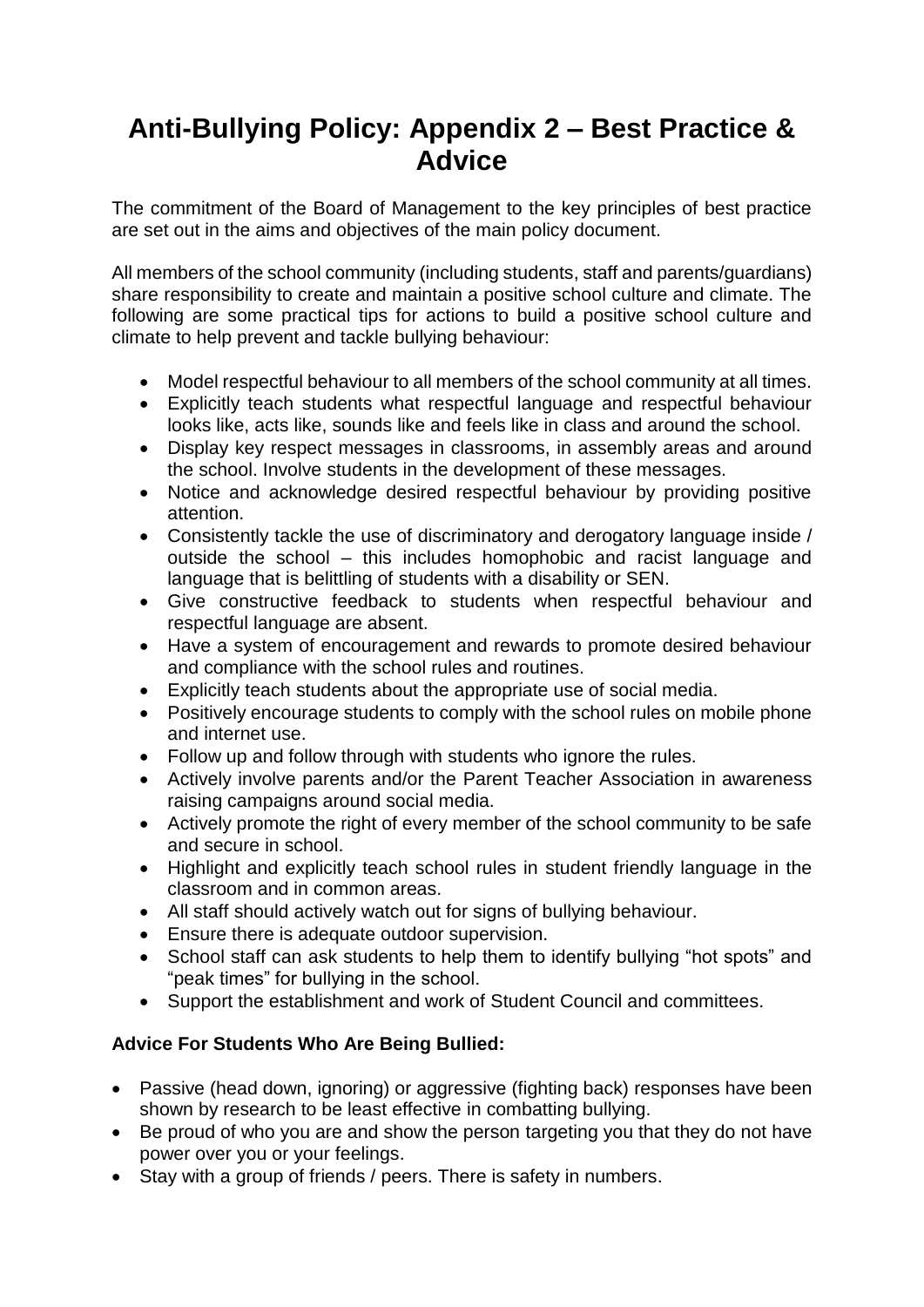# Anti-Bullying Policy: Appendix 2 – Best Practice & Advice

The commitment of the Board of Management to the key principles of best practice are set out in the aims and objectives of the main policy document.

All members of the school community (including students, staff and parents/guardians) share responsibility to create and maintain a positive school culture and climate. The following are some practical tips for actions to build a positive school culture and climate to help prevent and tackle bullying behaviour:

- Model respectful behaviour to all members of the school community at all times.
- Explicitly teach students what respectful language and respectful behaviour looks like, acts like, sounds like and feels like in class and around the school.
- Display key respect messages in classrooms, in assembly areas and around the school. Involve students in the development of these messages.
- Notice and acknowledge desired respectful behaviour by providing positive attention.
- Consistently tackle the use of discriminatory and derogatory language inside / outside the school – this includes homophobic and racist language and language that is belittling of students with a disability or SEN.
- Give constructive feedback to students when respectful behaviour and respectful language are absent.
- Have a system of encouragement and rewards to promote desired behaviour and compliance with the school rules and routines.
- Explicitly teach students about the appropriate use of social media.
- Positively encourage students to comply with the school rules on mobile phone and internet use.
- Follow up and follow through with students who ignore the rules.
- Actively involve parents and/or the Parent Teacher Association in awareness raising campaigns around social media.
- Actively promote the right of every member of the school community to be safe and secure in school.
- Highlight and explicitly teach school rules in student friendly language in the classroom and in common areas.
- All staff should actively watch out for signs of bullying behaviour.
- Ensure there is adequate outdoor supervision.
- School staff can ask students to help them to identify bullying "hot spots" and "peak times" for bullying in the school.
- Support the establishment and work of Student Council and committees.

**Advice For Students Who Are Being Bullied:**

- Passive (head down, ignoring) or aggressive (fighting back) responses have been shown by research to be least effective in combatting bullying.
- Be proud of who you are and show the person targeting you that they do not have power over you or your feelings.
- Stay with a group of friends / peers. There is safety in numbers.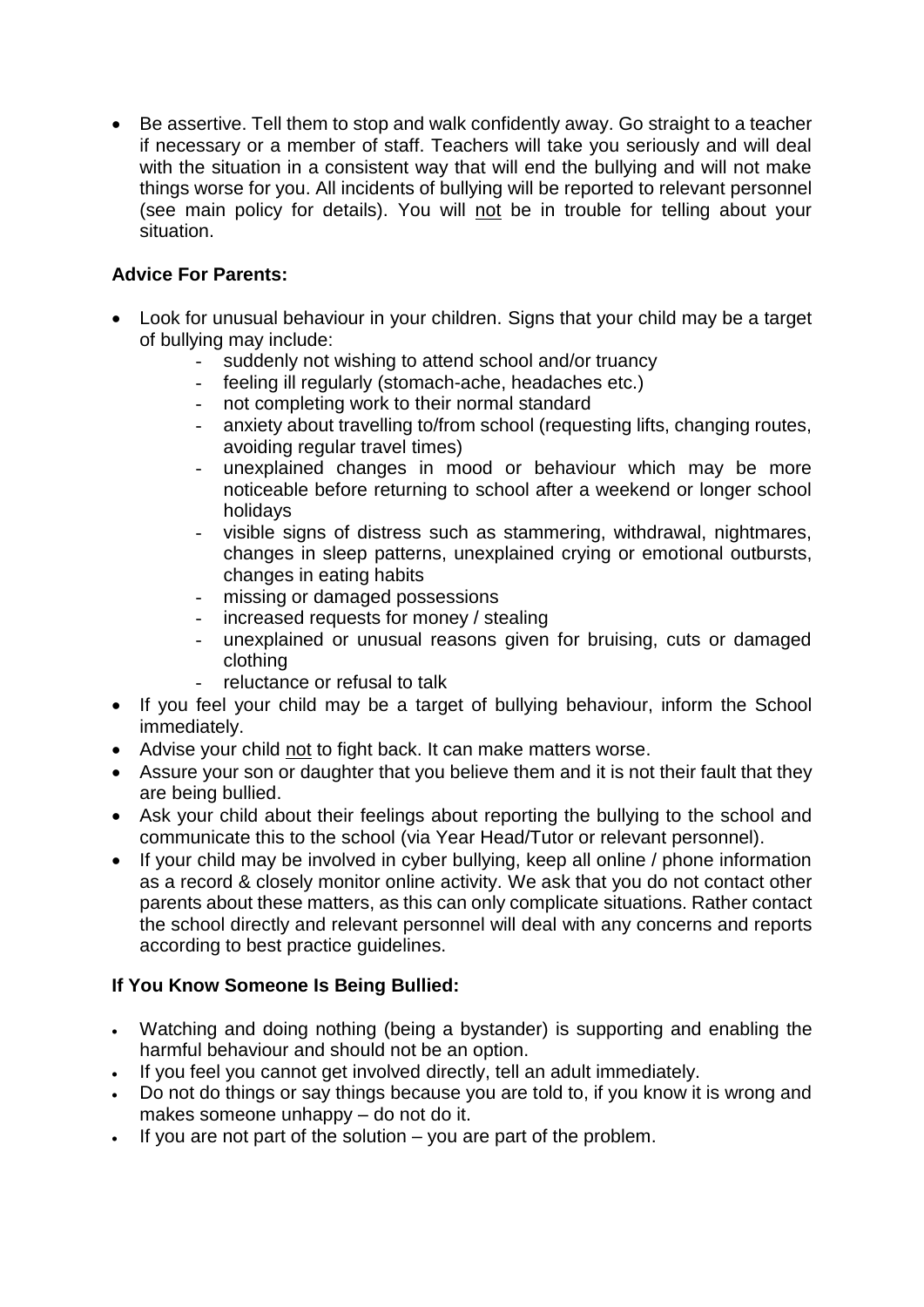- Be assertive. Tell them to stop and walk confidently away. Go straight to a teacher if necessary or a member of staff. Teachers will take you seriously and will deal with the situation in a consistent way that will end the bullying and will not make things worse for you. All incidents of bullying will be reported to relevant personnel (see main policy for details). You will not be in trouble for telling about your situation.

**Advice For Parents:**

- Look for unusual behaviour in your children. Signs that your child may be a target of bullying may include:
  - suddenly not wishing to attend school and/or truancy
  - feeling ill regularly (stomach-ache, headaches etc.)
  - not completing work to their normal standard
  - anxiety about travelling to/from school (requesting lifts, changing routes, avoiding regular travel times)
  - unexplained changes in mood or behaviour which may be more noticeable before returning to school after a weekend or longer school holidays
  - visible signs of distress such as stammering, withdrawal, nightmares, changes in sleep patterns, unexplained crying or emotional outbursts, changes in eating habits
  - missing or damaged possessions
  - increased requests for money / stealing
  - unexplained or unusual reasons given for bruising, cuts or damaged clothing
  - reluctance or refusal to talk
- If you feel your child may be a target of bullying behaviour, inform the School immediately.
- Advise your child not to fight back. It can make matters worse.
- Assure your son or daughter that you believe them and it is not their fault that they are being bullied.
- Ask your child about their feelings about reporting the bullying to the school and communicate this to the school (via Year Head/Tutor or relevant personnel).
- If your child may be involved in cyber bullying, keep all online / phone information as a record & closely monitor online activity. We ask that you do not contact other parents about these matters, as this can only complicate situations. Rather contact the school directly and relevant personnel will deal with any concerns and reports according to best practice guidelines.

**If You Know Someone Is Being Bullied:**

- Watching and doing nothing (being a bystander) is supporting and enabling the harmful behaviour and should not be an option.
- If you feel you cannot get involved directly, tell an adult immediately.
- Do not do things or say things because you are told to, if you know it is wrong and makes someone unhappy – do not do it.
- If you are not part of the solution – you are part of the problem.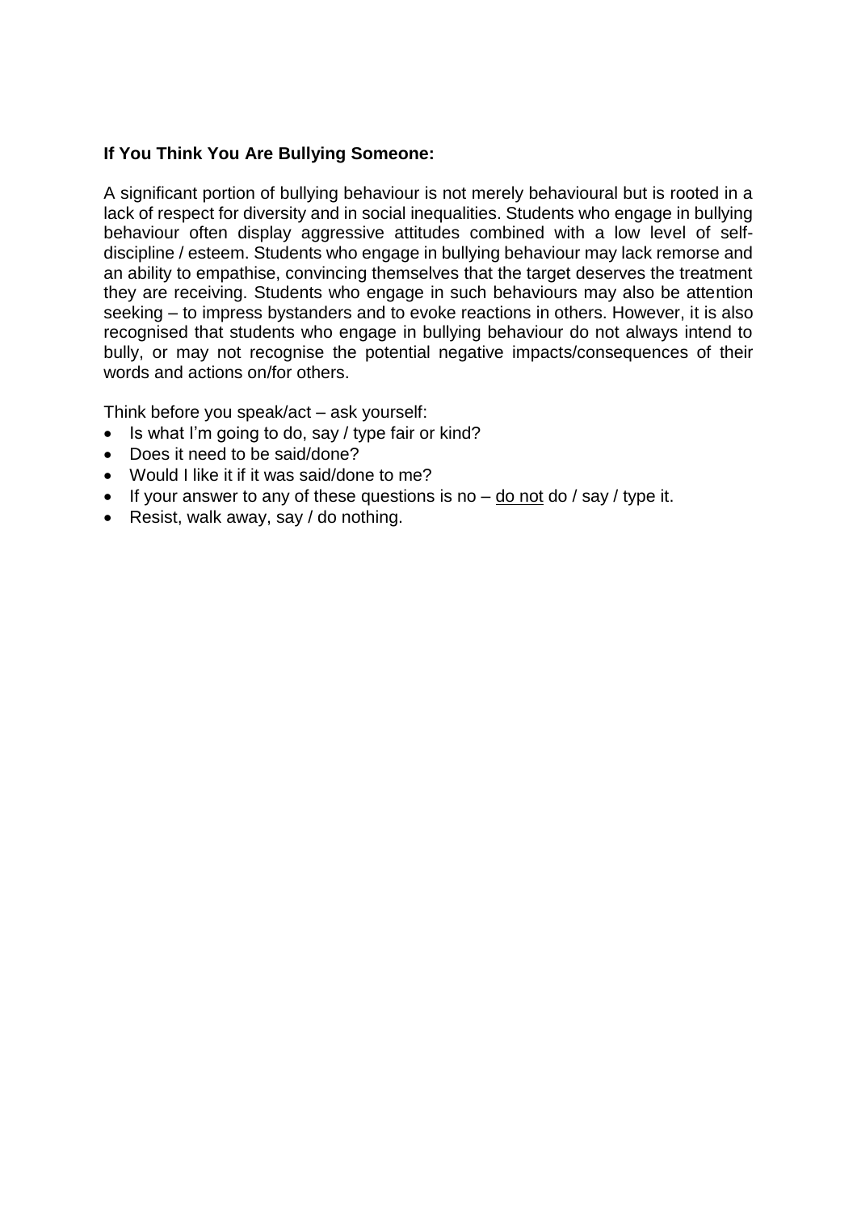**If You Think You Are Bullying Someone:**

A significant portion of bullying behaviour is not merely behavioural but is rooted in a lack of respect for diversity and in social inequalities. Students who engage in bullying behaviour often display aggressive attitudes combined with a low level of self-discipline / esteem. Students who engage in bullying behaviour may lack remorse and an ability to empathise, convincing themselves that the target deserves the treatment they are receiving. Students who engage in such behaviours may also be attention seeking – to impress bystanders and to evoke reactions in others. However, it is also recognised that students who engage in bullying behaviour do not always intend to bully, or may not recognise the potential negative impacts/consequences of their words and actions on/for others.

Think before you speak/act – ask yourself:

- Is what I'm going to do, say / type fair or kind?
- Does it need to be said/done?
- Would I like it if it was said/done to me?
- If your answer to any of these questions is no – <u>do not</u> do / say / type it.
- Resist, walk away, say / do nothing.